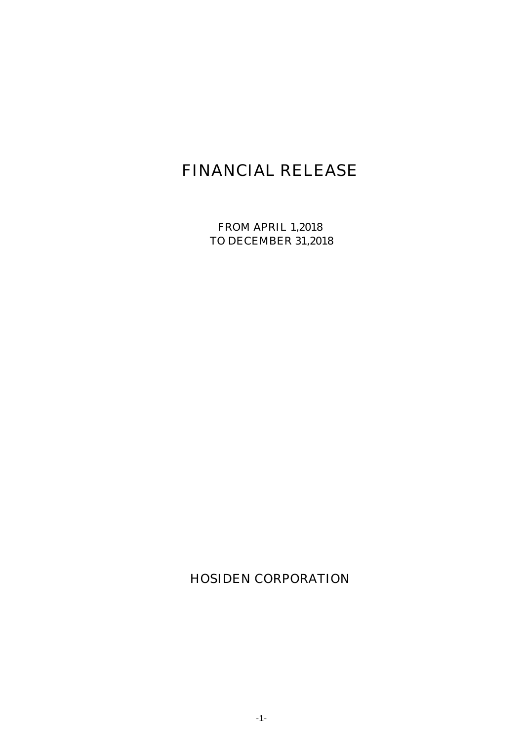# FINANCIAL RELEASE

FROM APRIL 1,2018
TO DECEMBER 31,2018

HOSIDEN CORPORATION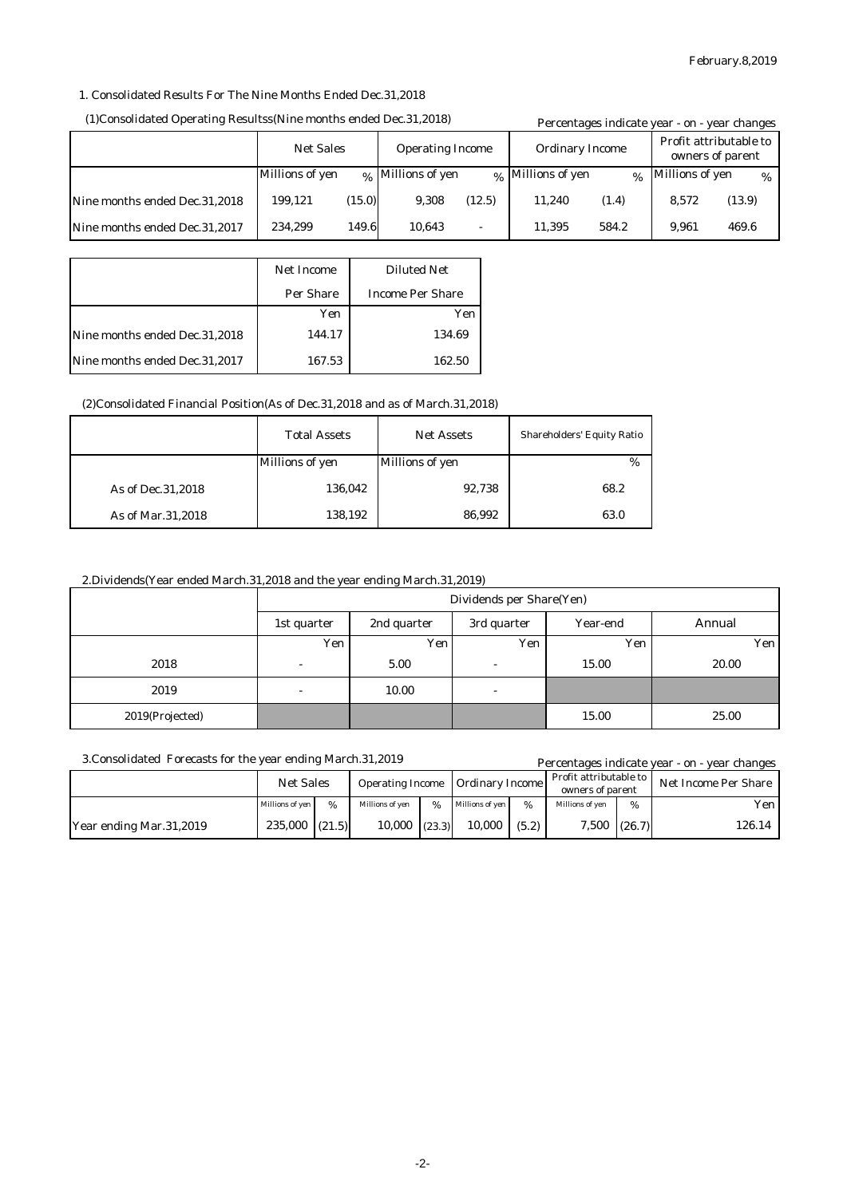February.8,2019

1. Consolidated Results For The Nine Months Ended Dec.31,2018

(1)Consolidated Operating Resultss(Nine months ended Dec.31,2018)

Percentages indicate year - on - year changes

| | Net Sales | | Operating Income | | Ordinary Income | | Profit attributable to owners of parent | |
|---|---|---|---|---|---|---|---|---|
| | Millions of yen | % | Millions of yen | % | Millions of yen | % | Millions of yen | % |
| Nine months ended Dec.31,2018 | 199,121 | (15.0) | 9,308 | (12.5) | 11,240 | (1.4) | 8,572 | (13.9) |
| Nine months ended Dec.31,2017 | 234,299 | 149.6 | 10,643 | - | 11,395 | 584.2 | 9,961 | 469.6 |

| | Net Income Per Share | Diluted Net Income Per Share |
|---|---|---|
| | Yen | Yen |
| Nine months ended Dec.31,2018 | 144.17 | 134.69 |
| Nine months ended Dec.31,2017 | 167.53 | 162.50 |

(2)Consolidated Financial Position(As of Dec.31,2018 and as of March.31,2018)

| | Total Assets | Net Assets | Shareholders' Equity Ratio |
|---|---|---|---|
| | Millions of yen | Millions of yen | % |
| As of Dec.31,2018 | 136,042 | 92,738 | 68.2 |
| As of Mar.31,2018 | 138,192 | 86,992 | 63.0 |

2.Dividends(Year ended March.31,2018 and the year ending March.31,2019)

| | Dividends per Share(Yen) | | | | |
|---|---|---|---|---|---|
| | 1st quarter | 2nd quarter | 3rd quarter | Year-end | Annual |
| | Yen | Yen | Yen | Yen | Yen |
| 2018 | - | 5.00 | - | 15.00 | 20.00 |
| 2019 | - | 10.00 | - | | |
| 2019(Projected) | | | | 15.00 | 25.00 |

3.Consolidated Forecasts for the year ending March.31,2019

Percentages indicate year - on - year changes

| | Net Sales | | Operating Income | | Ordinary Income | | Profit attributable to owners of parent | | Net Income Per Share |
|---|---|---|---|---|---|---|---|---|---|
| | Millions of yen | % | Millions of yen | % | Millions of yen | % | Millions of yen | % | Yen |
| Year ending Mar.31,2019 | 235,000 | (21.5) | 10,000 | (23.3) | 10,000 | (5.2) | 7,500 | (26.7) | 126.14 |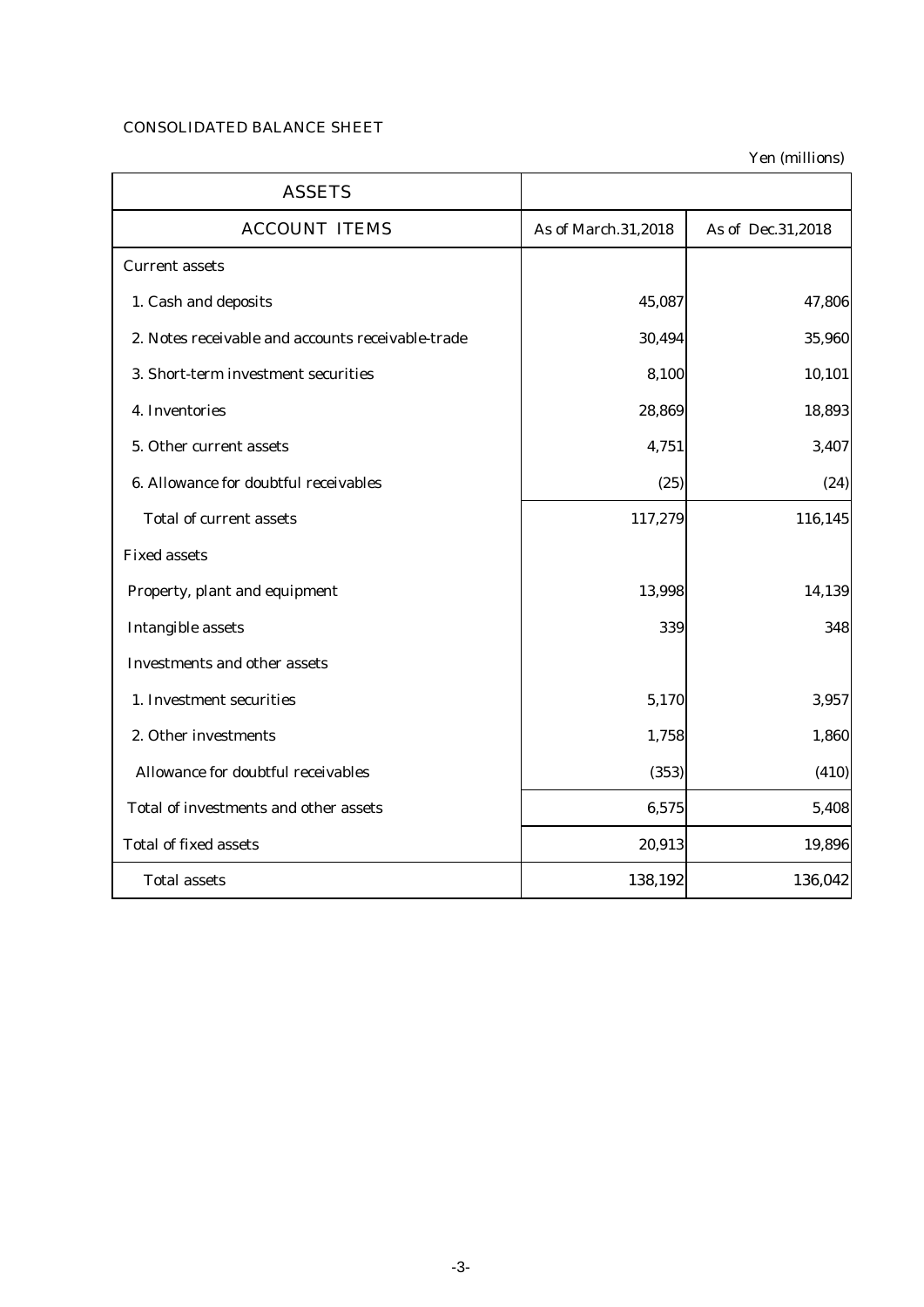CONSOLIDATED BALANCE SHEET

Yen (millions)

| ASSETS | | |
|---|---|---|
| ACCOUNT ITEMS | As of March.31,2018 | As of Dec.31,2018 |
| Current assets | | |
| 1. Cash and deposits | 45,087 | 47,806 |
| 2. Notes receivable and accounts receivable-trade | 30,494 | 35,960 |
| 3. Short-term investment securities | 8,100 | 10,101 |
| 4. Inventories | 28,869 | 18,893 |
| 5. Other current assets | 4,751 | 3,407 |
| 6. Allowance for doubtful receivables | (25) | (24) |
| Total of current assets | 117,279 | 116,145 |
| Fixed assets | | |
| Property, plant and equipment | 13,998 | 14,139 |
| Intangible assets | 339 | 348 |
| Investments and other assets | | |
| 1. Investment securities | 5,170 | 3,957 |
| 2. Other investments | 1,758 | 1,860 |
| Allowance for doubtful receivables | (353) | (410) |
| Total of investments and other assets | 6,575 | 5,408 |
| Total of fixed assets | 20,913 | 19,896 |
| Total assets | 138,192 | 136,042 |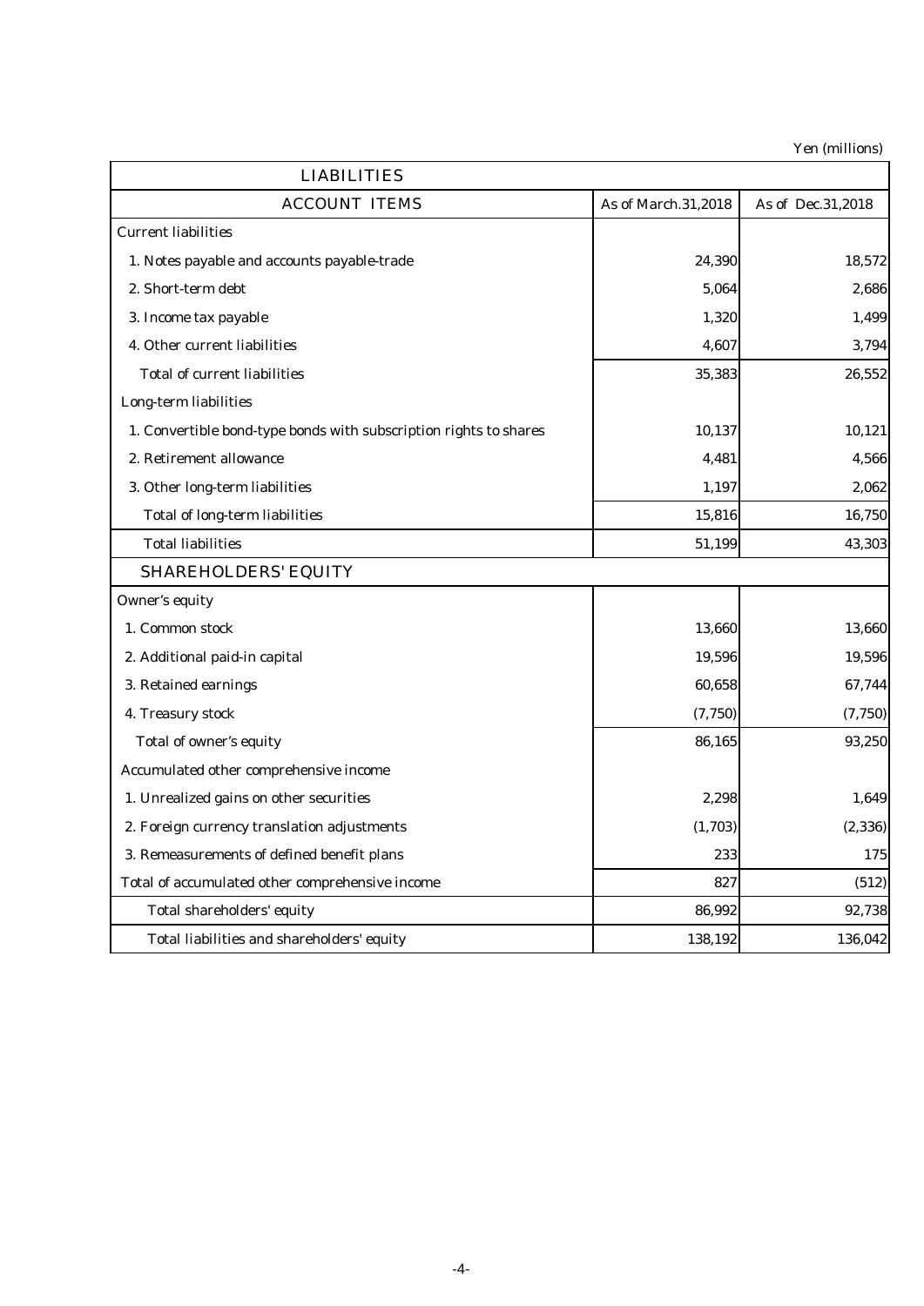Yen (millions)

| LIABILITIES | | |
|---|---|---|
| ACCOUNT ITEMS | As of March.31,2018 | As of Dec.31,2018 |
| Current liabilities | | |
| 1. Notes payable and accounts payable-trade | 24,390 | 18,572 |
| 2. Short-term debt | 5,064 | 2,686 |
| 3. Income tax payable | 1,320 | 1,499 |
| 4. Other current liabilities | 4,607 | 3,794 |
| Total of current liabilities | 35,383 | 26,552 |
| Long-term liabilities | | |
| 1. Convertible bond-type bonds with subscription rights to shares | 10,137 | 10,121 |
| 2. Retirement allowance | 4,481 | 4,566 |
| 3. Other long-term liabilities | 1,197 | 2,062 |
| Total of long-term liabilities | 15,816 | 16,750 |
| Total liabilities | 51,199 | 43,303 |
| SHAREHOLDERS' EQUITY | | |
| Owner's equity | | |
| 1. Common stock | 13,660 | 13,660 |
| 2. Additional paid-in capital | 19,596 | 19,596 |
| 3. Retained earnings | 60,658 | 67,744 |
| 4. Treasury stock | (7,750) | (7,750) |
| Total of owner's equity | 86,165 | 93,250 |
| Accumulated other comprehensive income | | |
| 1. Unrealized gains on other securities | 2,298 | 1,649 |
| 2. Foreign currency translation adjustments | (1,703) | (2,336) |
| 3. Remeasurements of defined benefit plans | 233 | 175 |
| Total of accumulated other comprehensive income | 827 | (512) |
| Total shareholders' equity | 86,992 | 92,738 |
| Total liabilities and shareholders' equity | 138,192 | 136,042 |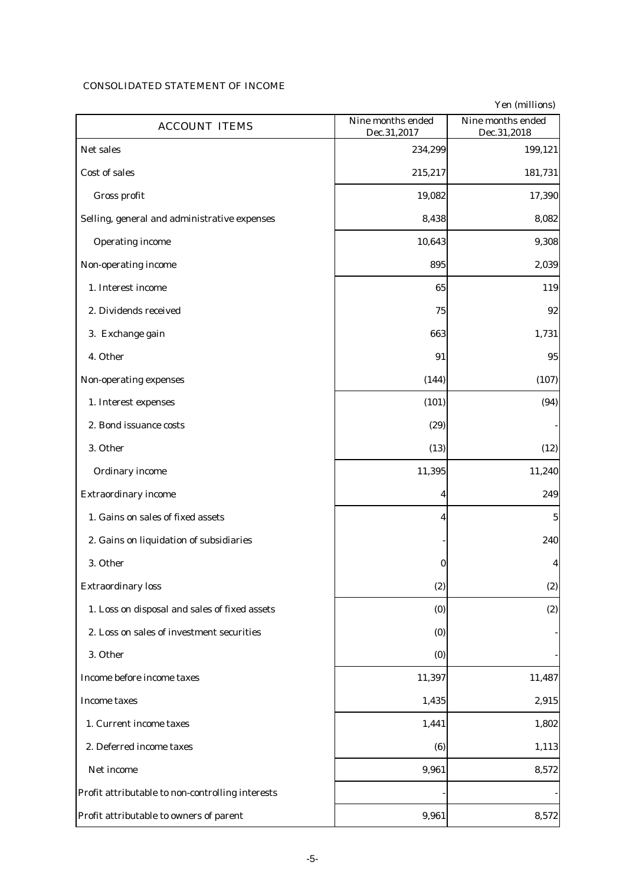## CONSOLIDATED STATEMENT OF INCOME

Yen (millions)

| ACCOUNT ITEMS | Nine months ended Dec.31,2017 | Nine months ended Dec.31,2018 |
|---|---|---|
| Net sales | 234,299 | 199,121 |
| Cost of sales | 215,217 | 181,731 |
| Gross profit | 19,082 | 17,390 |
| Selling, general and administrative expenses | 8,438 | 8,082 |
| Operating income | 10,643 | 9,308 |
| Non-operating income | 895 | 2,039 |
| 1. Interest income | 65 | 119 |
| 2. Dividends received | 75 | 92 |
| 3. Exchange gain | 663 | 1,731 |
| 4. Other | 91 | 95 |
| Non-operating expenses | (144) | (107) |
| 1. Interest expenses | (101) | (94) |
| 2. Bond issuance costs | (29) | - |
| 3. Other | (13) | (12) |
| Ordinary income | 11,395 | 11,240 |
| Extraordinary income | 4 | 249 |
| 1. Gains on sales of fixed assets | 4 | 5 |
| 2. Gains on liquidation of subsidiaries | - | 240 |
| 3. Other | 0 | 4 |
| Extraordinary loss | (2) | (2) |
| 1. Loss on disposal and sales of fixed assets | (0) | (2) |
| 2. Loss on sales of investment securities | (0) | - |
| 3. Other | (0) | - |
| Income before income taxes | 11,397 | 11,487 |
| Income taxes | 1,435 | 2,915 |
| 1. Current income taxes | 1,441 | 1,802 |
| 2. Deferred income taxes | (6) | 1,113 |
| Net income | 9,961 | 8,572 |
| Profit attributable to non-controlling interests | - | - |
| Profit attributable to owners of parent | 9,961 | 8,572 |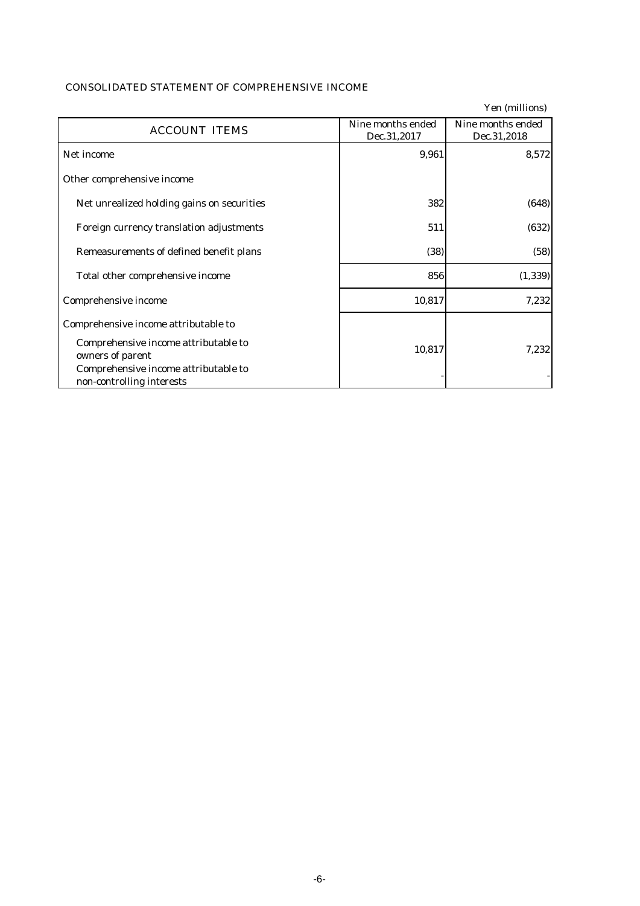## CONSOLIDATED STATEMENT OF COMPREHENSIVE INCOME

Yen (millions)

| ACCOUNT ITEMS | Nine months ended Dec.31,2017 | Nine months ended Dec.31,2018 |
|---|---|---|
| Net income | 9,961 | 8,572 |
| Other comprehensive income | | |
| Net unrealized holding gains on securities | 382 | (648) |
| Foreign currency translation adjustments | 511 | (632) |
| Remeasurements of defined benefit plans | (38) | (58) |
| Total other comprehensive income | 856 | (1,339) |
| Comprehensive income | 10,817 | 7,232 |
| Comprehensive income attributable to | | |
| Comprehensive income attributable to owners of parent | 10,817 | 7,232 |
| Comprehensive income attributable to non-controlling interests | - | - |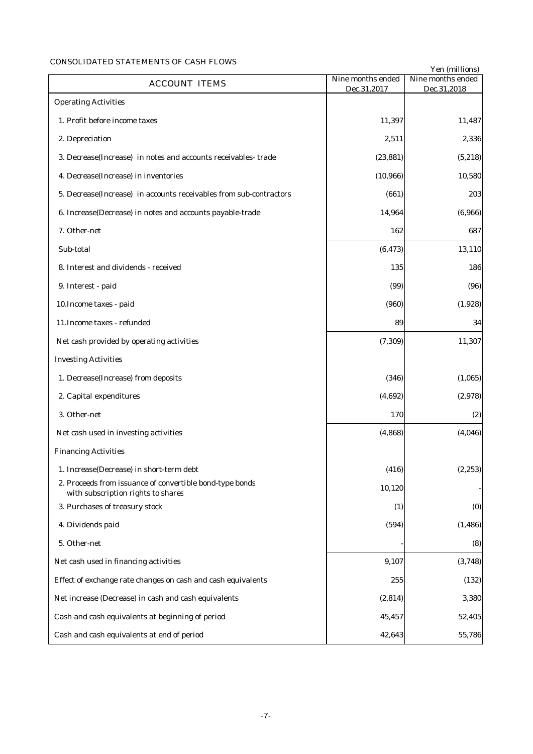CONSOLIDATED STATEMENTS OF CASH FLOWS

Yen (millions)

| ACCOUNT ITEMS | Nine months ended Dec.31,2017 | Nine months ended Dec.31,2018 |
|---|---|---|
| Operating Activities | | |
| 1. Profit before income taxes | 11,397 | 11,487 |
| 2. Depreciation | 2,511 | 2,336 |
| 3. Decrease(Increase) in notes and accounts receivables- trade | (23,881) | (5,218) |
| 4. Decrease(Increase) in inventories | (10,966) | 10,580 |
| 5. Decrease(Increase) in accounts receivables from sub-contractors | (661) | 203 |
| 6. Increase(Decrease) in notes and accounts payable-trade | 14,964 | (6,966) |
| 7. Other-net | 162 | 687 |
| Sub-total | (6,473) | 13,110 |
| 8. Interest and dividends - received | 135 | 186 |
| 9. Interest - paid | (99) | (96) |
| 10.Income taxes - paid | (960) | (1,928) |
| 11.Income taxes - refunded | 89 | 34 |
| Net cash provided by operating activities | (7,309) | 11,307 |
| Investing Activities | | |
| 1. Decrease(Increase) from deposits | (346) | (1,065) |
| 2. Capital expenditures | (4,692) | (2,978) |
| 3. Other-net | 170 | (2) |
| Net cash used in investing activities | (4,868) | (4,046) |
| Financing Activities | | |
| 1. Increase(Decrease) in short-term debt | (416) | (2,253) |
| 2. Proceeds from issuance of convertible bond-type bonds with subscription rights to shares | 10,120 | - |
| 3. Purchases of treasury stock | (1) | (0) |
| 4. Dividends paid | (594) | (1,486) |
| 5. Other-net | - | (8) |
| Net cash used in financing activities | 9,107 | (3,748) |
| Effect of exchange rate changes on cash and cash equivalents | 255 | (132) |
| Net increase (Decrease) in cash and cash equivalents | (2,814) | 3,380 |
| Cash and cash equivalents at beginning of period | 45,457 | 52,405 |
| Cash and cash equivalents at end of period | 42,643 | 55,786 |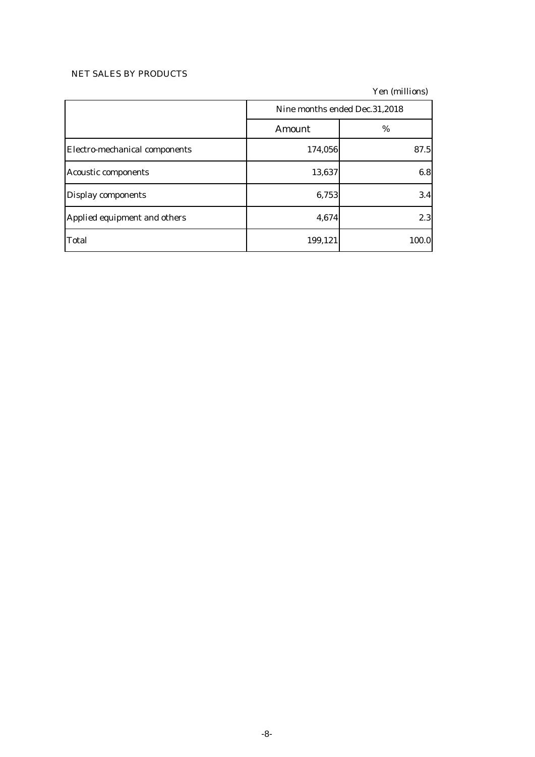NET SALES BY PRODUCTS

Yen (millions)

| | Nine months ended Dec.31,2018 | |
|---|---|---|
| | Amount | % |
| Electro-mechanical components | 174,056 | 87.5 |
| Acoustic components | 13,637 | 6.8 |
| Display components | 6,753 | 3.4 |
| Applied equipment and others | 4,674 | 2.3 |
| Total | 199,121 | 100.0 |